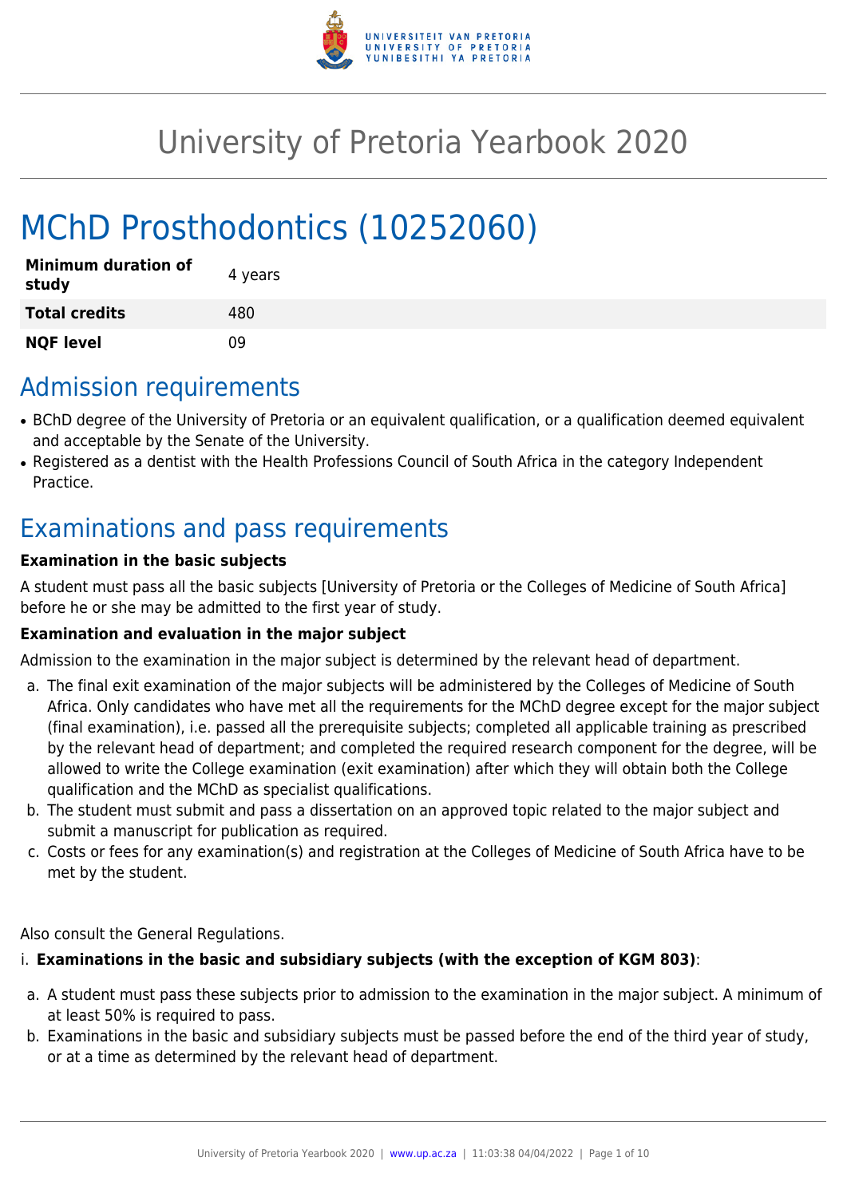# University of Pretoria Yearbook 2020

# MChD Prosthodontics (10252060)

| | |
|---|---|
| **Minimum duration of study** | 4 years |
| **Total credits** | 480 |
| **NQF level** | 09 |

## Admission requirements

- BChD degree of the University of Pretoria or an equivalent qualification, or a qualification deemed equivalent and acceptable by the Senate of the University.
- Registered as a dentist with the Health Professions Council of South Africa in the category Independent Practice.

## Examinations and pass requirements

**Examination in the basic subjects**

A student must pass all the basic subjects [University of Pretoria or the Colleges of Medicine of South Africa] before he or she may be admitted to the first year of study.

**Examination and evaluation in the major subject**

Admission to the examination in the major subject is determined by the relevant head of department.

a. The final exit examination of the major subjects will be administered by the Colleges of Medicine of South Africa. Only candidates who have met all the requirements for the MChD degree except for the major subject (final examination), i.e. passed all the prerequisite subjects; completed all applicable training as prescribed by the relevant head of department; and completed the required research component for the degree, will be allowed to write the College examination (exit examination) after which they will obtain both the College qualification and the MChD as specialist qualifications.
b. The student must submit and pass a dissertation on an approved topic related to the major subject and submit a manuscript for publication as required.
c. Costs or fees for any examination(s) and registration at the Colleges of Medicine of South Africa have to be met by the student.

Also consult the General Regulations.

i. **Examinations in the basic and subsidiary subjects (with the exception of KGM 803)**:

a. A student must pass these subjects prior to admission to the examination in the major subject. A minimum of at least 50% is required to pass.
b. Examinations in the basic and subsidiary subjects must be passed before the end of the third year of study, or at a time as determined by the relevant head of department.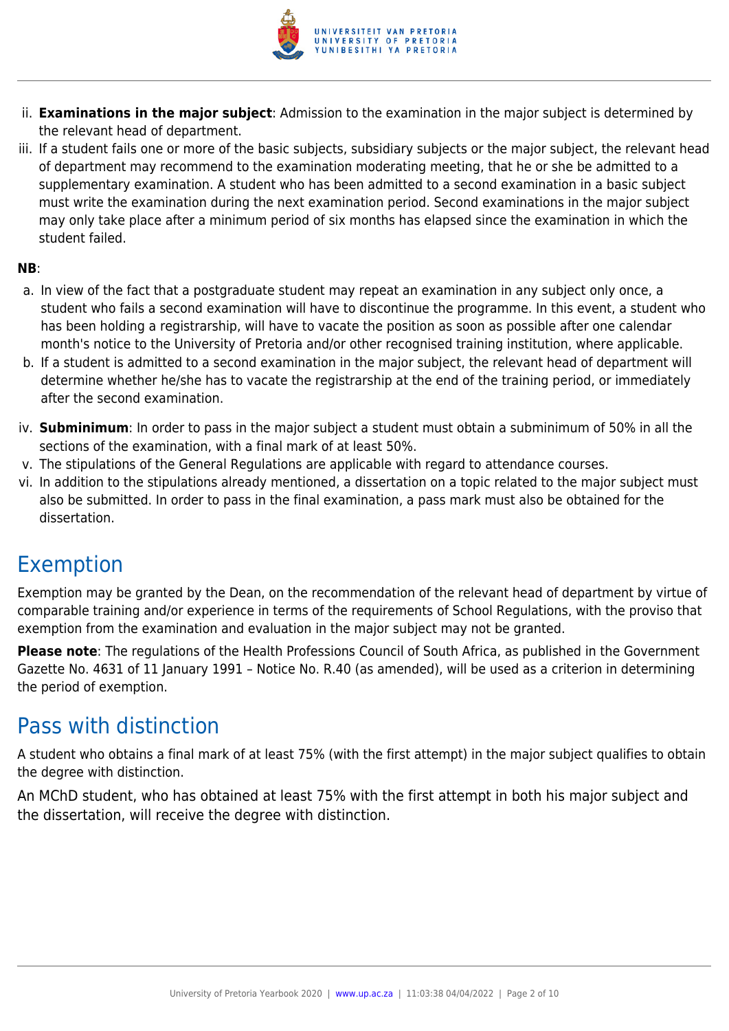ii. **Examinations in the major subject**: Admission to the examination in the major subject is determined by the relevant head of department.
iii. If a student fails one or more of the basic subjects, subsidiary subjects or the major subject, the relevant head of department may recommend to the examination moderating meeting, that he or she be admitted to a supplementary examination. A student who has been admitted to a second examination in a basic subject must write the examination during the next examination period. Second examinations in the major subject may only take place after a minimum period of six months has elapsed since the examination in which the student failed.

**NB**:

a. In view of the fact that a postgraduate student may repeat an examination in any subject only once, a student who fails a second examination will have to discontinue the programme. In this event, a student who has been holding a registrarship, will have to vacate the position as soon as possible after one calendar month's notice to the University of Pretoria and/or other recognised training institution, where applicable.
b. If a student is admitted to a second examination in the major subject, the relevant head of department will determine whether he/she has to vacate the registrarship at the end of the training period, or immediately after the second examination.

iv. **Subminimum**: In order to pass in the major subject a student must obtain a subminimum of 50% in all the sections of the examination, with a final mark of at least 50%.
v. The stipulations of the General Regulations are applicable with regard to attendance courses.
vi. In addition to the stipulations already mentioned, a dissertation on a topic related to the major subject must also be submitted. In order to pass in the final examination, a pass mark must also be obtained for the dissertation.

## Exemption

Exemption may be granted by the Dean, on the recommendation of the relevant head of department by virtue of comparable training and/or experience in terms of the requirements of School Regulations, with the proviso that exemption from the examination and evaluation in the major subject may not be granted.

**Please note**: The regulations of the Health Professions Council of South Africa, as published in the Government Gazette No. 4631 of 11 January 1991 – Notice No. R.40 (as amended), will be used as a criterion in determining the period of exemption.

## Pass with distinction

A student who obtains a final mark of at least 75% (with the first attempt) in the major subject qualifies to obtain the degree with distinction.

An MChD student, who has obtained at least 75% with the first attempt in both his major subject and the dissertation, will receive the degree with distinction.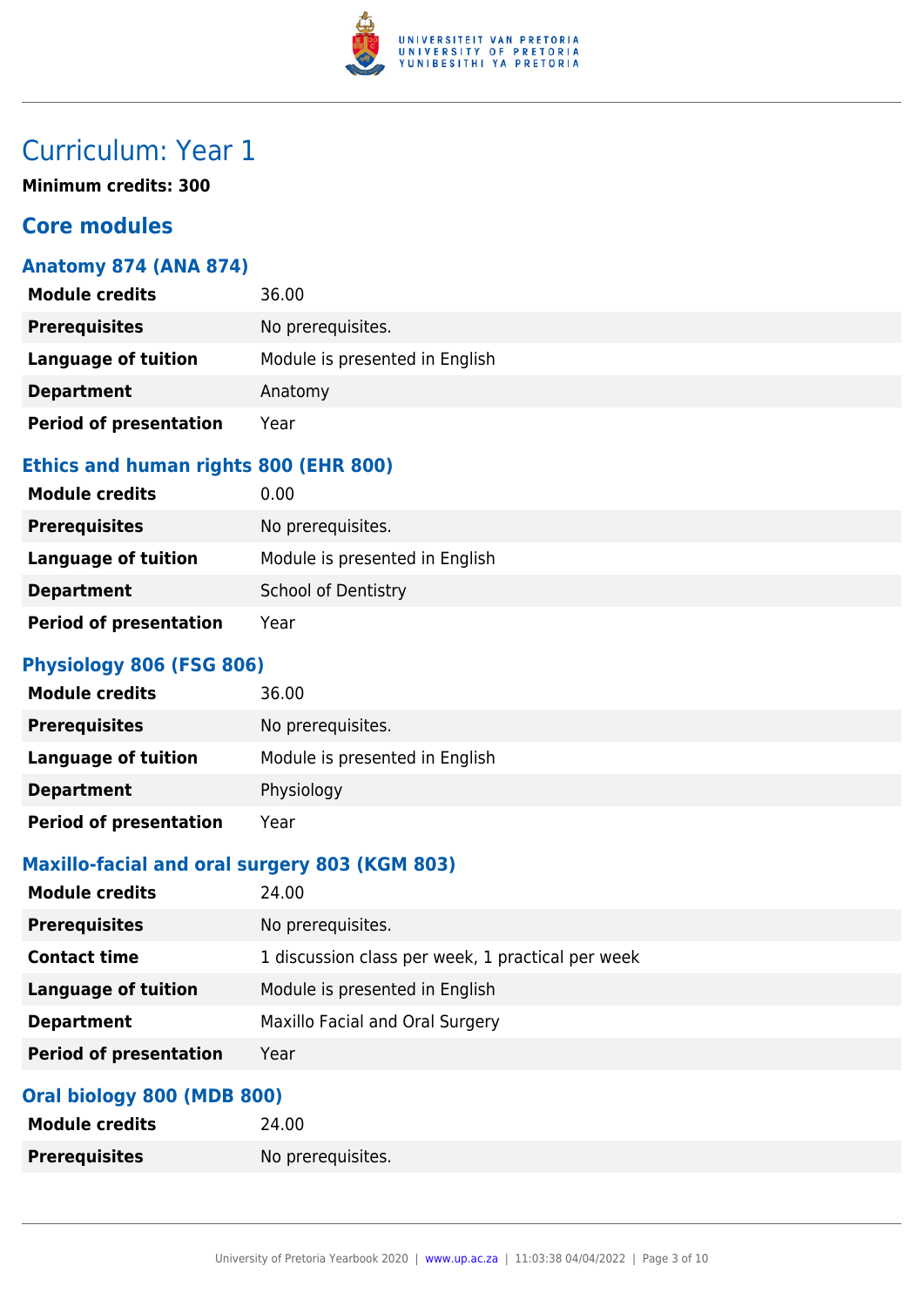# Curriculum: Year 1

**Minimum credits: 300**

## Core modules

### Anatomy 874 (ANA 874)

| | |
|---|---|
| **Module credits** | 36.00 |
| **Prerequisites** | No prerequisites. |
| **Language of tuition** | Module is presented in English |
| **Department** | Anatomy |
| **Period of presentation** | Year |

### Ethics and human rights 800 (EHR 800)

| | |
|---|---|
| **Module credits** | 0.00 |
| **Prerequisites** | No prerequisites. |
| **Language of tuition** | Module is presented in English |
| **Department** | School of Dentistry |
| **Period of presentation** | Year |

### Physiology 806 (FSG 806)

| | |
|---|---|
| **Module credits** | 36.00 |
| **Prerequisites** | No prerequisites. |
| **Language of tuition** | Module is presented in English |
| **Department** | Physiology |
| **Period of presentation** | Year |

### Maxillo-facial and oral surgery 803 (KGM 803)

| | |
|---|---|
| **Module credits** | 24.00 |
| **Prerequisites** | No prerequisites. |
| **Contact time** | 1 discussion class per week, 1 practical per week |
| **Language of tuition** | Module is presented in English |
| **Department** | Maxillo Facial and Oral Surgery |
| **Period of presentation** | Year |

### Oral biology 800 (MDB 800)

| | |
|---|---|
| **Module credits** | 24.00 |
| **Prerequisites** | No prerequisites. |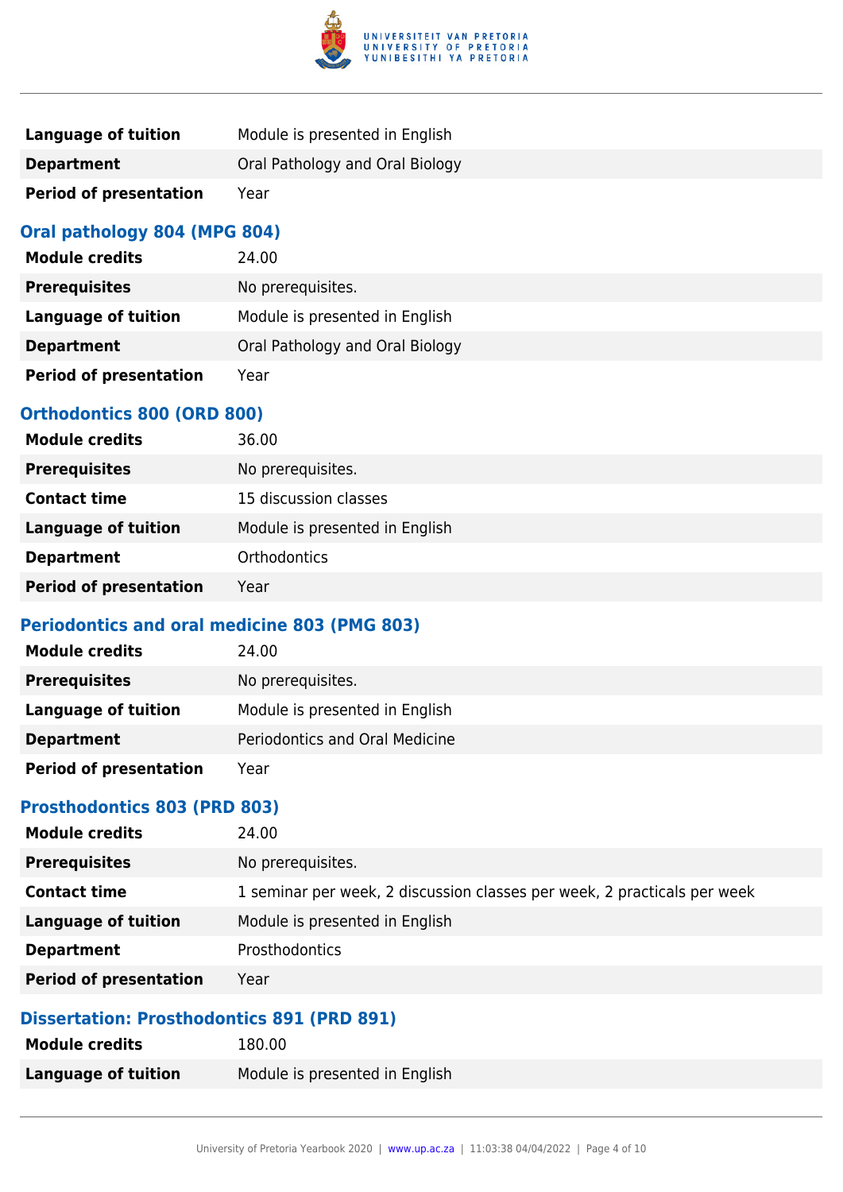| | |
|---|---|
| **Language of tuition** | Module is presented in English |
| **Department** | Oral Pathology and Oral Biology |
| **Period of presentation** | Year |

### Oral pathology 804 (MPG 804)

| | |
|---|---|
| **Module credits** | 24.00 |
| **Prerequisites** | No prerequisites. |
| **Language of tuition** | Module is presented in English |
| **Department** | Oral Pathology and Oral Biology |
| **Period of presentation** | Year |

### Orthodontics 800 (ORD 800)

| | |
|---|---|
| **Module credits** | 36.00 |
| **Prerequisites** | No prerequisites. |
| **Contact time** | 15 discussion classes |
| **Language of tuition** | Module is presented in English |
| **Department** | Orthodontics |
| **Period of presentation** | Year |

### Periodontics and oral medicine 803 (PMG 803)

| | |
|---|---|
| **Module credits** | 24.00 |
| **Prerequisites** | No prerequisites. |
| **Language of tuition** | Module is presented in English |
| **Department** | Periodontics and Oral Medicine |
| **Period of presentation** | Year |

### Prosthodontics 803 (PRD 803)

| | |
|---|---|
| **Module credits** | 24.00 |
| **Prerequisites** | No prerequisites. |
| **Contact time** | 1 seminar per week, 2 discussion classes per week, 2 practicals per week |
| **Language of tuition** | Module is presented in English |
| **Department** | Prosthodontics |
| **Period of presentation** | Year |

### Dissertation: Prosthodontics 891 (PRD 891)

| | |
|---|---|
| **Module credits** | 180.00 |
| **Language of tuition** | Module is presented in English |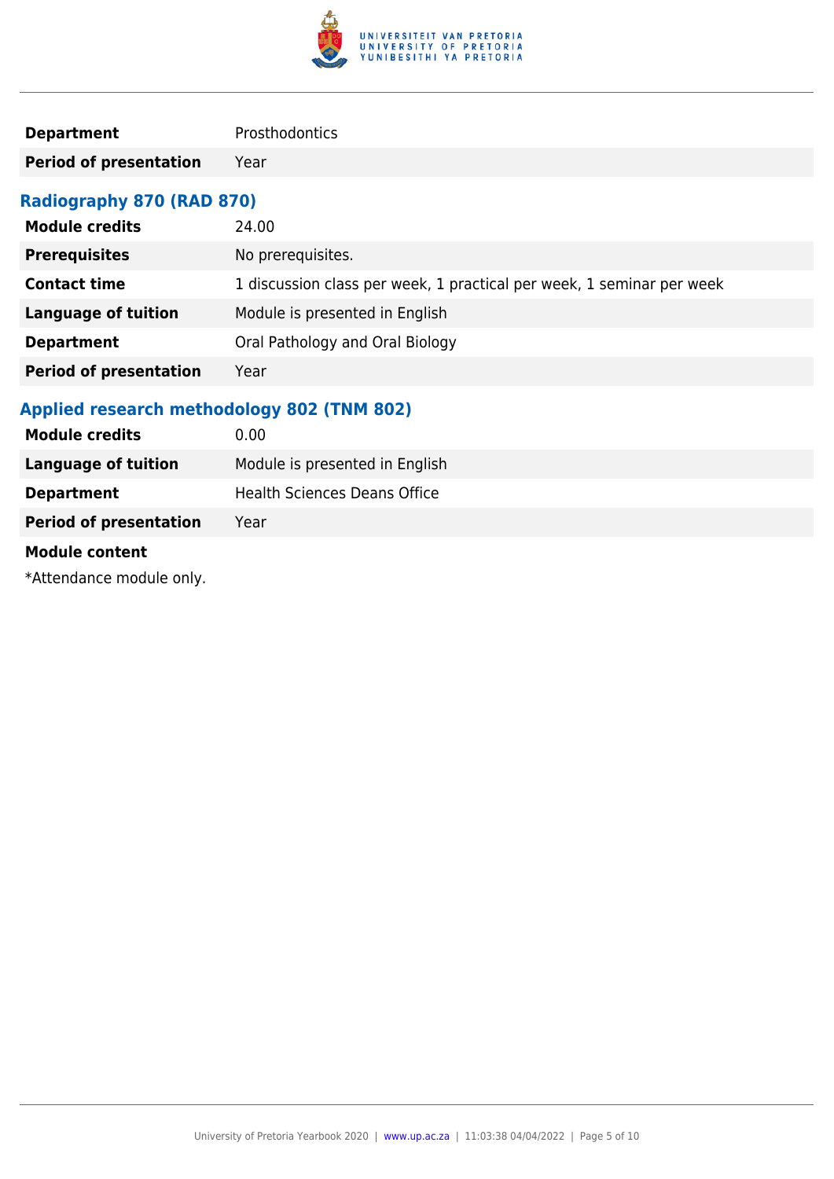| | |
|---|---|
| **Department** | Prosthodontics |
| **Period of presentation** | Year |

### Radiography 870 (RAD 870)

| | |
|---|---|
| **Module credits** | 24.00 |
| **Prerequisites** | No prerequisites. |
| **Contact time** | 1 discussion class per week, 1 practical per week, 1 seminar per week |
| **Language of tuition** | Module is presented in English |
| **Department** | Oral Pathology and Oral Biology |
| **Period of presentation** | Year |

### Applied research methodology 802 (TNM 802)

| | |
|---|---|
| **Module credits** | 0.00 |
| **Language of tuition** | Module is presented in English |
| **Department** | Health Sciences Deans Office |
| **Period of presentation** | Year |

**Module content**

*Attendance module only.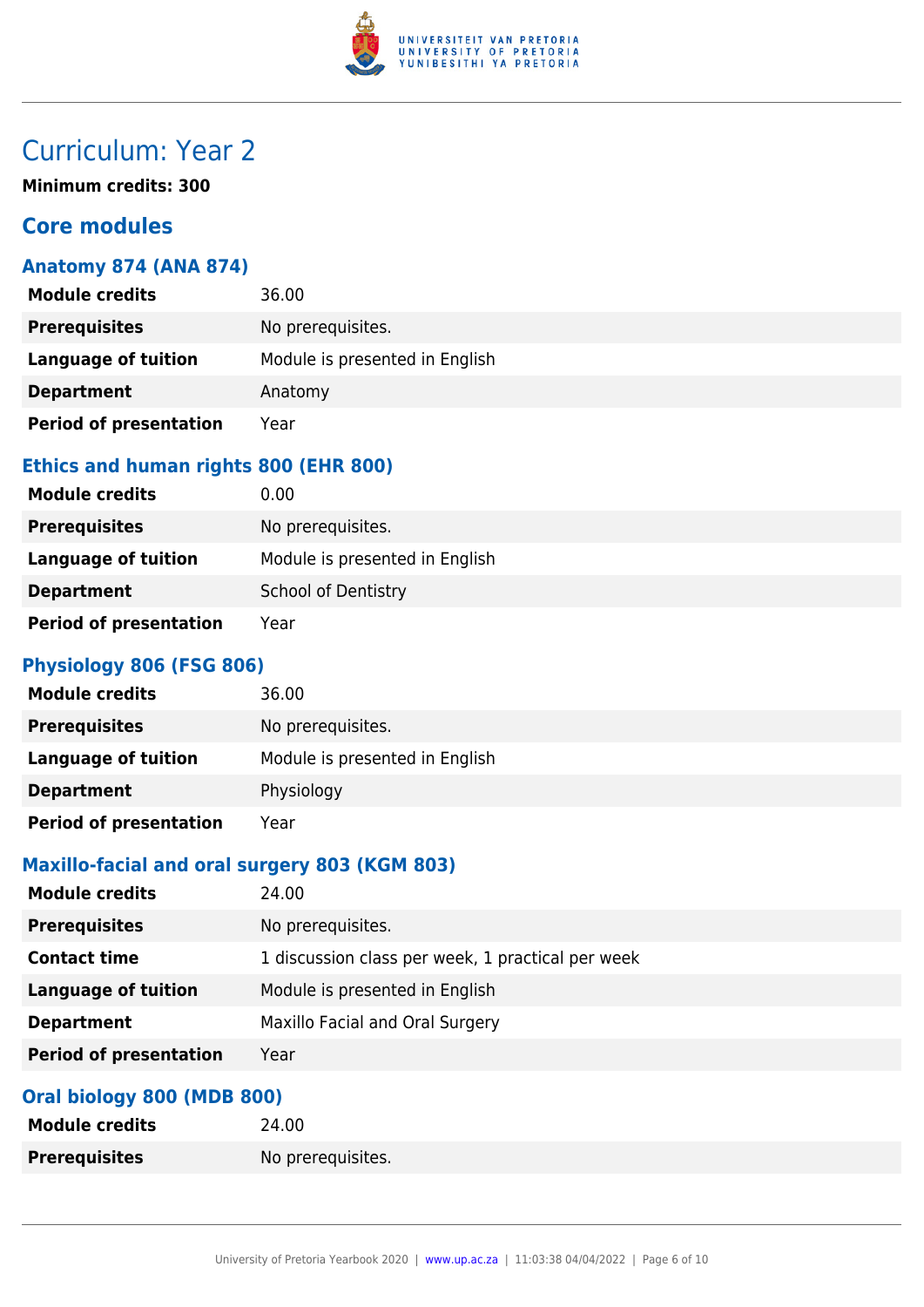# Curriculum: Year 2

**Minimum credits: 300**

## Core modules

### Anatomy 874 (ANA 874)

| | |
|---|---|
| **Module credits** | 36.00 |
| **Prerequisites** | No prerequisites. |
| **Language of tuition** | Module is presented in English |
| **Department** | Anatomy |
| **Period of presentation** | Year |

### Ethics and human rights 800 (EHR 800)

| | |
|---|---|
| **Module credits** | 0.00 |
| **Prerequisites** | No prerequisites. |
| **Language of tuition** | Module is presented in English |
| **Department** | School of Dentistry |
| **Period of presentation** | Year |

### Physiology 806 (FSG 806)

| | |
|---|---|
| **Module credits** | 36.00 |
| **Prerequisites** | No prerequisites. |
| **Language of tuition** | Module is presented in English |
| **Department** | Physiology |
| **Period of presentation** | Year |

### Maxillo-facial and oral surgery 803 (KGM 803)

| | |
|---|---|
| **Module credits** | 24.00 |
| **Prerequisites** | No prerequisites. |
| **Contact time** | 1 discussion class per week, 1 practical per week |
| **Language of tuition** | Module is presented in English |
| **Department** | Maxillo Facial and Oral Surgery |
| **Period of presentation** | Year |

### Oral biology 800 (MDB 800)

| | |
|---|---|
| **Module credits** | 24.00 |
| **Prerequisites** | No prerequisites. |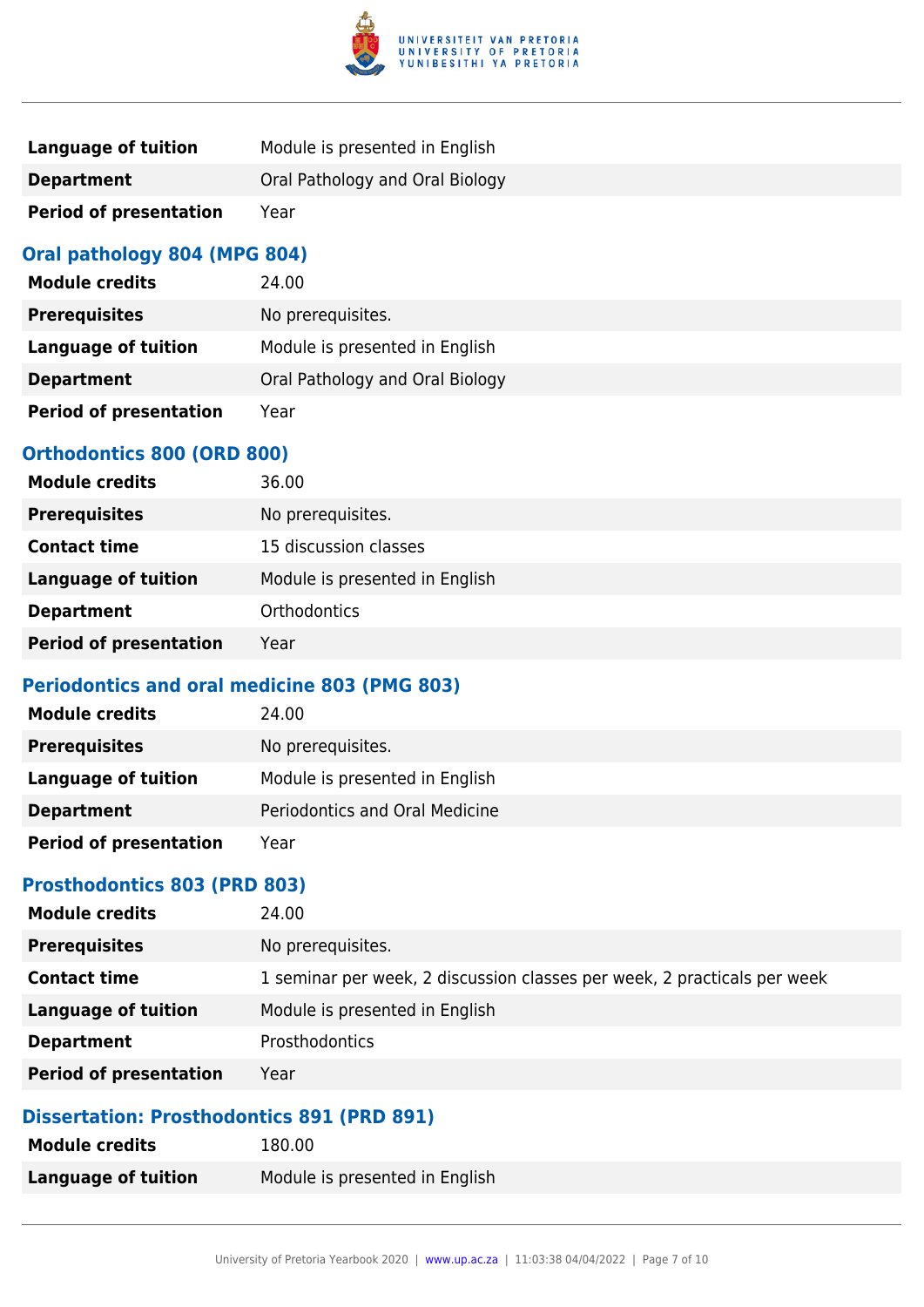| | |
|---|---|
| **Language of tuition** | Module is presented in English |
| **Department** | Oral Pathology and Oral Biology |
| **Period of presentation** | Year |

### Oral pathology 804 (MPG 804)

| | |
|---|---|
| **Module credits** | 24.00 |
| **Prerequisites** | No prerequisites. |
| **Language of tuition** | Module is presented in English |
| **Department** | Oral Pathology and Oral Biology |
| **Period of presentation** | Year |

### Orthodontics 800 (ORD 800)

| | |
|---|---|
| **Module credits** | 36.00 |
| **Prerequisites** | No prerequisites. |
| **Contact time** | 15 discussion classes |
| **Language of tuition** | Module is presented in English |
| **Department** | Orthodontics |
| **Period of presentation** | Year |

### Periodontics and oral medicine 803 (PMG 803)

| | |
|---|---|
| **Module credits** | 24.00 |
| **Prerequisites** | No prerequisites. |
| **Language of tuition** | Module is presented in English |
| **Department** | Periodontics and Oral Medicine |
| **Period of presentation** | Year |

### Prosthodontics 803 (PRD 803)

| | |
|---|---|
| **Module credits** | 24.00 |
| **Prerequisites** | No prerequisites. |
| **Contact time** | 1 seminar per week, 2 discussion classes per week, 2 practicals per week |
| **Language of tuition** | Module is presented in English |
| **Department** | Prosthodontics |
| **Period of presentation** | Year |

### Dissertation: Prosthodontics 891 (PRD 891)

| | |
|---|---|
| **Module credits** | 180.00 |
| **Language of tuition** | Module is presented in English |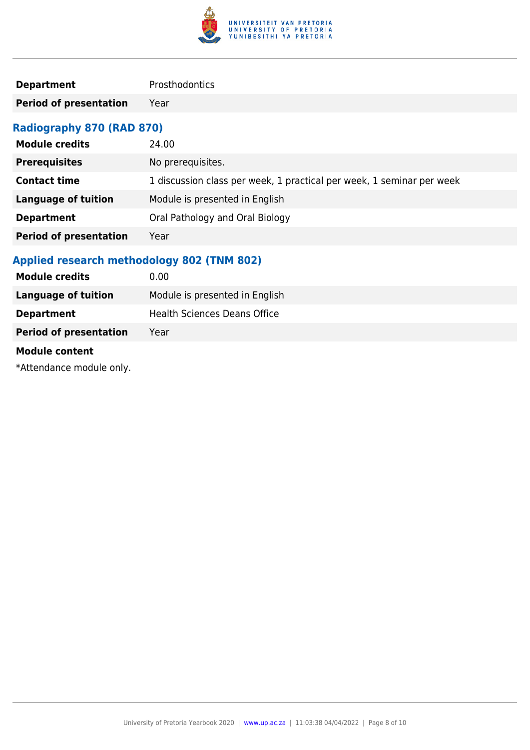| | |
|---|---|
| **Department** | Prosthodontics |
| **Period of presentation** | Year |

### Radiography 870 (RAD 870)

| | |
|---|---|
| **Module credits** | 24.00 |
| **Prerequisites** | No prerequisites. |
| **Contact time** | 1 discussion class per week, 1 practical per week, 1 seminar per week |
| **Language of tuition** | Module is presented in English |
| **Department** | Oral Pathology and Oral Biology |
| **Period of presentation** | Year |

### Applied research methodology 802 (TNM 802)

| | |
|---|---|
| **Module credits** | 0.00 |
| **Language of tuition** | Module is presented in English |
| **Department** | Health Sciences Deans Office |
| **Period of presentation** | Year |

**Module content**

*Attendance module only.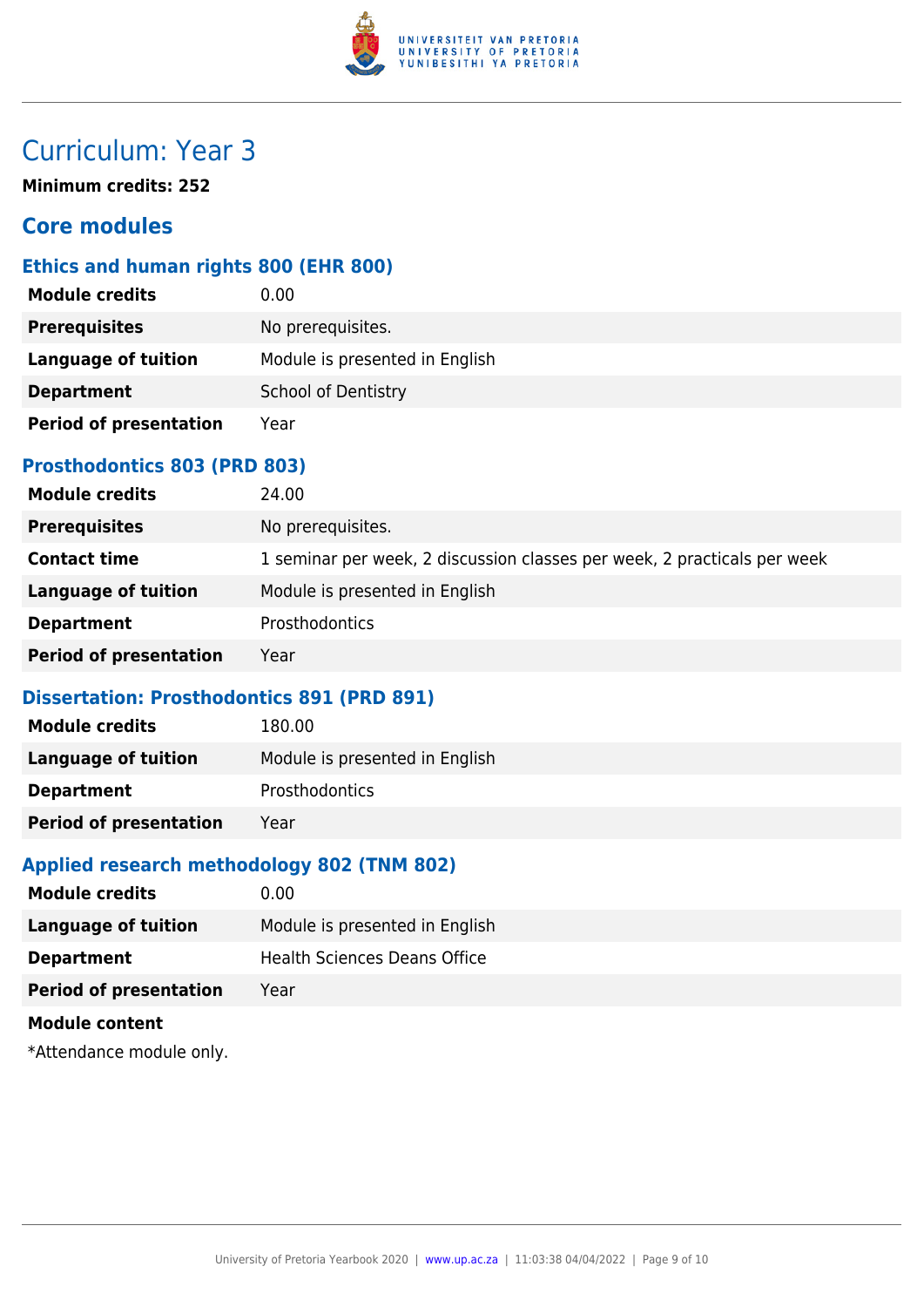# Curriculum: Year 3

**Minimum credits: 252**

## Core modules

### Ethics and human rights 800 (EHR 800)

| | |
|---|---|
| **Module credits** | 0.00 |
| **Prerequisites** | No prerequisites. |
| **Language of tuition** | Module is presented in English |
| **Department** | School of Dentistry |
| **Period of presentation** | Year |

### Prosthodontics 803 (PRD 803)

| | |
|---|---|
| **Module credits** | 24.00 |
| **Prerequisites** | No prerequisites. |
| **Contact time** | 1 seminar per week, 2 discussion classes per week, 2 practicals per week |
| **Language of tuition** | Module is presented in English |
| **Department** | Prosthodontics |
| **Period of presentation** | Year |

### Dissertation: Prosthodontics 891 (PRD 891)

| | |
|---|---|
| **Module credits** | 180.00 |
| **Language of tuition** | Module is presented in English |
| **Department** | Prosthodontics |
| **Period of presentation** | Year |

### Applied research methodology 802 (TNM 802)

| | |
|---|---|
| **Module credits** | 0.00 |
| **Language of tuition** | Module is presented in English |
| **Department** | Health Sciences Deans Office |
| **Period of presentation** | Year |

**Module content**

*Attendance module only.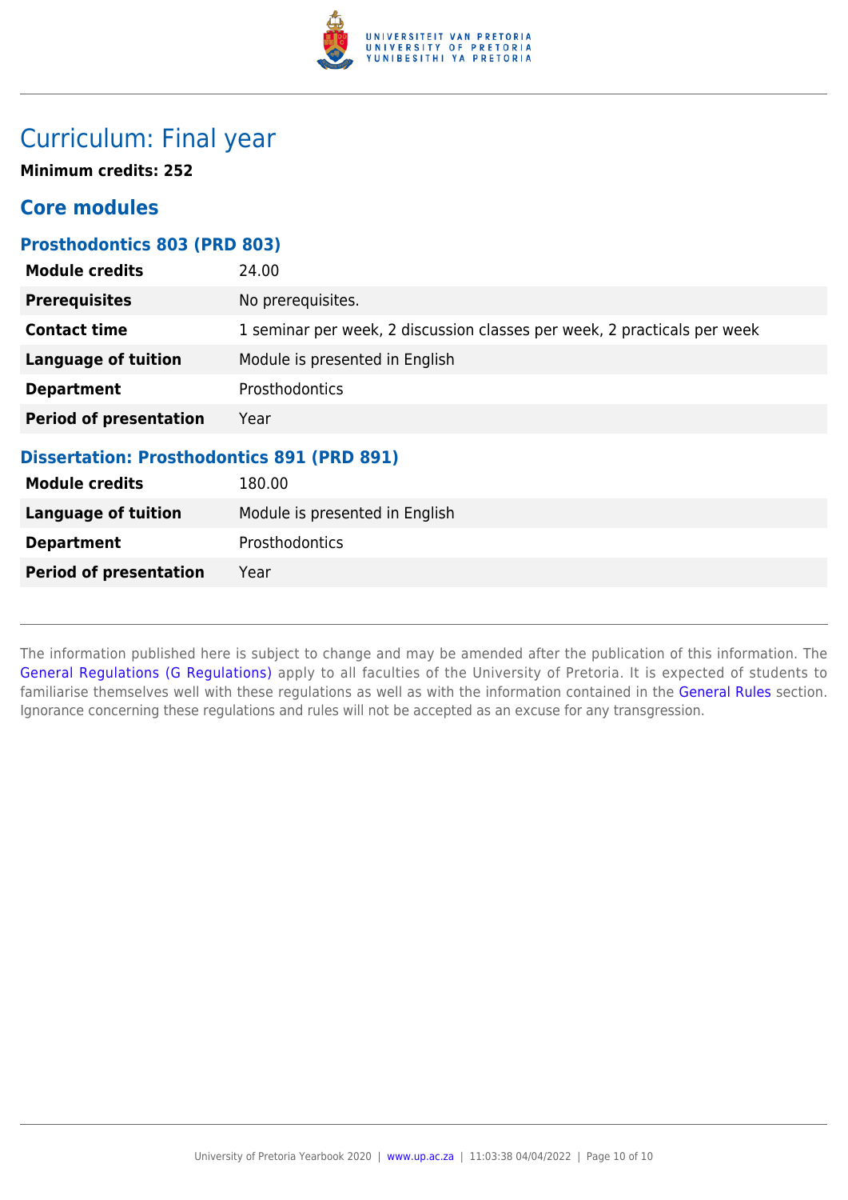# Curriculum: Final year

**Minimum credits: 252**

## Core modules

### Prosthodontics 803 (PRD 803)

| | |
|---|---|
| **Module credits** | 24.00 |
| **Prerequisites** | No prerequisites. |
| **Contact time** | 1 seminar per week, 2 discussion classes per week, 2 practicals per week |
| **Language of tuition** | Module is presented in English |
| **Department** | Prosthodontics |
| **Period of presentation** | Year |

### Dissertation: Prosthodontics 891 (PRD 891)

| | |
|---|---|
| **Module credits** | 180.00 |
| **Language of tuition** | Module is presented in English |
| **Department** | Prosthodontics |
| **Period of presentation** | Year |

The information published here is subject to change and may be amended after the publication of this information. The General Regulations (G Regulations) apply to all faculties of the University of Pretoria. It is expected of students to familiarise themselves well with these regulations as well as with the information contained in the General Rules section. Ignorance concerning these regulations and rules will not be accepted as an excuse for any transgression.